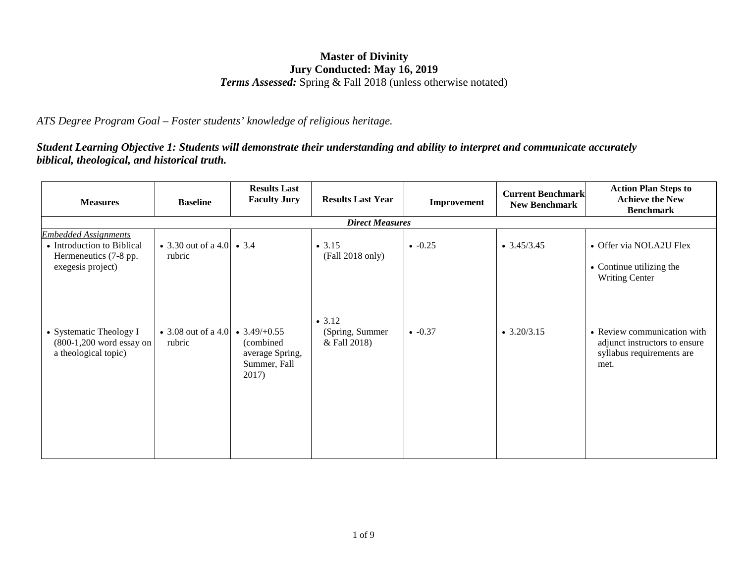# Master of Divinity
## Jury Conducted: May 16, 2019
***Terms Assessed:*** Spring & Fall 2018 (unless otherwise notated)

*ATS Degree Program Goal – Foster students' knowledge of religious heritage.*

***Student Learning Objective 1: Students will demonstrate their understanding and ability to interpret and communicate accurately biblical, theological, and historical truth.***

| Measures | Baseline | Results Last Faculty Jury | Results Last Year | Improvement | Current Benchmark New Benchmark | Action Plan Steps to Achieve the New Benchmark |
|---|---|---|---|---|---|---|
| ***Direct Measures*** | | | | | | |
| *Embedded Assignments* | | | | | | |
| • Introduction to Biblical Hermeneutics (7-8 pp. exegesis project) | • 3.30 out of a 4.0 rubric | • 3.4 | • 3.15 (Fall 2018 only) | • -0.25 | • 3.45/3.45 | • Offer via NOLA2U Flex<br>• Continue utilizing the Writing Center |
| • Systematic Theology I (800-1,200 word essay on a theological topic) | • 3.08 out of a 4.0 rubric | • 3.49/+0.55 (combined average Spring, Summer, Fall 2017) | • 3.12 (Spring, Summer & Fall 2018) | • -0.37 | • 3.20/3.15 | • Review communication with adjunct instructors to ensure syllabus requirements are met. |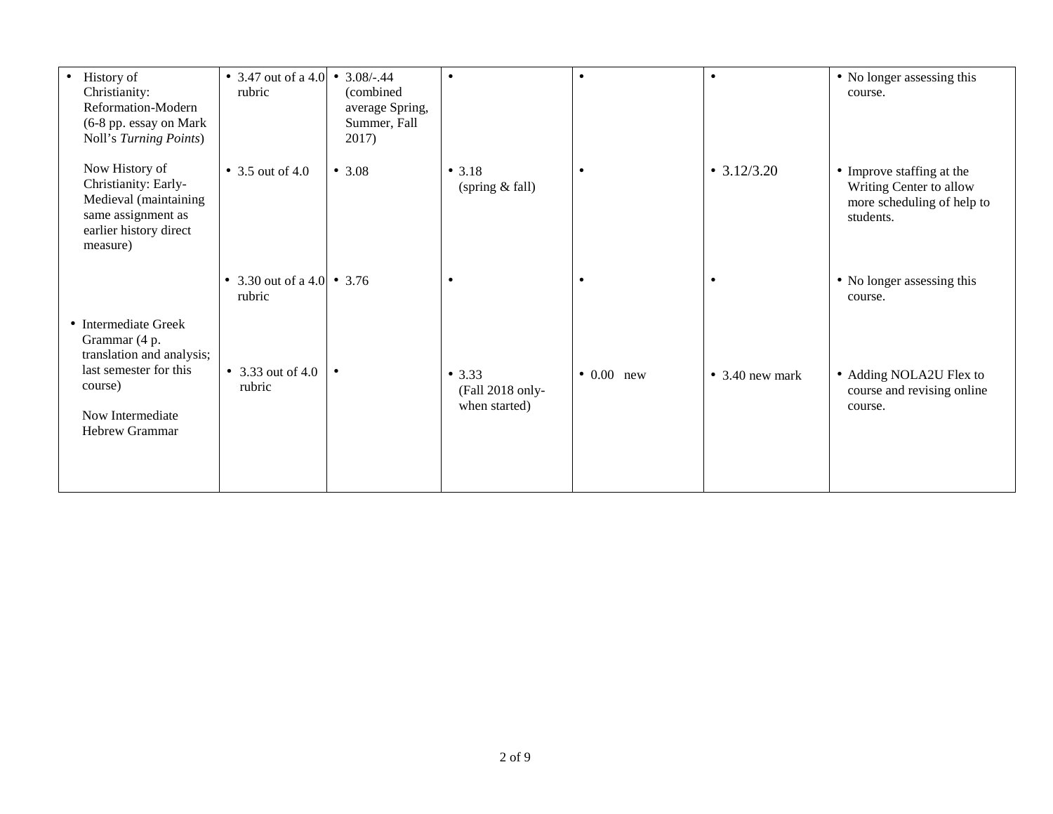| | | | | | | |
|---|---|---|---|---|---|---|
| • History of Christianity: Reformation-Modern (6-8 pp. essay on Mark Noll's *Turning Points*) | • 3.47 out of a 4.0 rubric | • 3.08/-.44 (combined average Spring, Summer, Fall 2017) | • | • | • | • No longer assessing this course. |
| Now History of Christianity: Early-Medieval (maintaining same assignment as earlier history direct measure) | • 3.5 out of 4.0 | • 3.08 | • 3.18 (spring & fall) | • | • 3.12/3.20 | • Improve staffing at the Writing Center to allow more scheduling of help to students. |
| • Intermediate Greek Grammar (4 p. translation and analysis; last semester for this course) | • 3.30 out of a 4.0 rubric | • 3.76 | • | • | • | • No longer assessing this course. |
| Now Intermediate Hebrew Grammar | • 3.33 out of 4.0 rubric | • | • 3.33 (Fall 2018 only-when started) | • 0.00 new | • 3.40 new mark | • Adding NOLA2U Flex to course and revising online course. |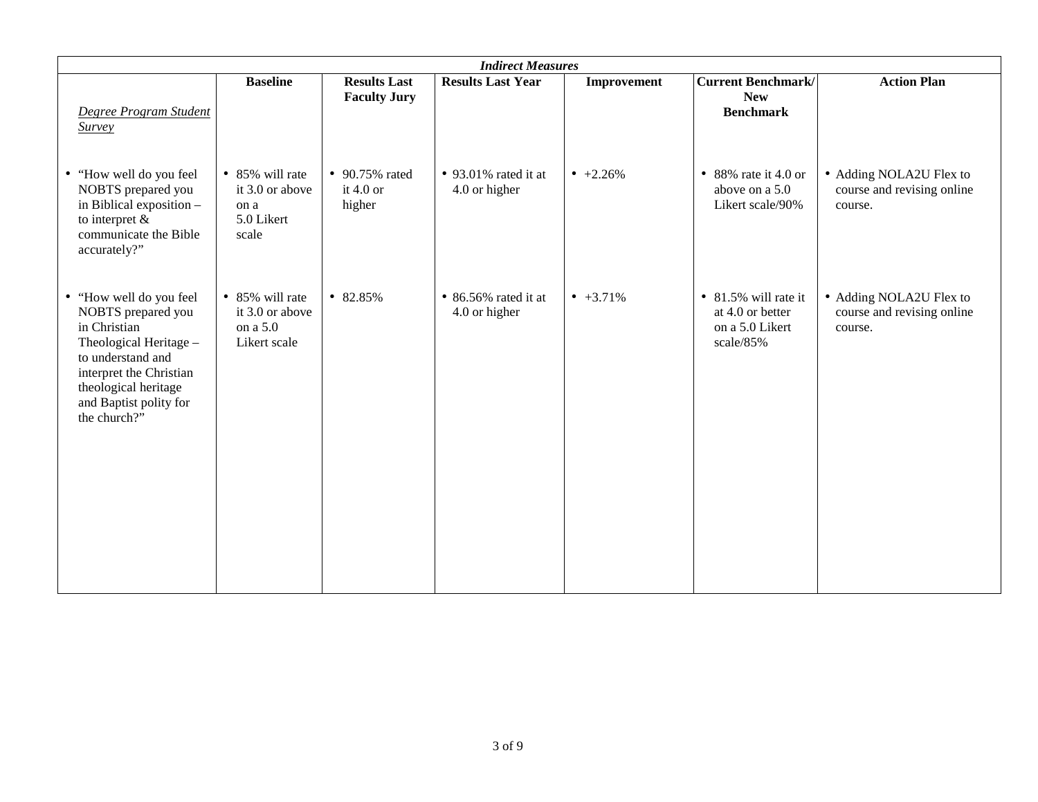| *Indirect Measures* | | | | | | |
|---|---|---|---|---|---|---|
| *Degree Program Student Survey* | **Baseline** | **Results Last Faculty Jury** | **Results Last Year** | **Improvement** | **Current Benchmark/ New Benchmark** | **Action Plan** |
| • "How well do you feel NOBTS prepared you in Biblical exposition – to interpret & communicate the Bible accurately?" | • 85% will rate it 3.0 or above on a 5.0 Likert scale | • 90.75% rated it 4.0 or higher | • 93.01% rated it at 4.0 or higher | • +2.26% | • 88% rate it 4.0 or above on a 5.0 Likert scale/90% | • Adding NOLA2U Flex to course and revising online course. |
| • "How well do you feel NOBTS prepared you in Christian Theological Heritage – to understand and interpret the Christian theological heritage and Baptist polity for the church?" | • 85% will rate it 3.0 or above on a 5.0 Likert scale | • 82.85% | • 86.56% rated it at 4.0 or higher | • +3.71% | • 81.5% will rate it at 4.0 or better on a 5.0 Likert scale/85% | • Adding NOLA2U Flex to course and revising online course. |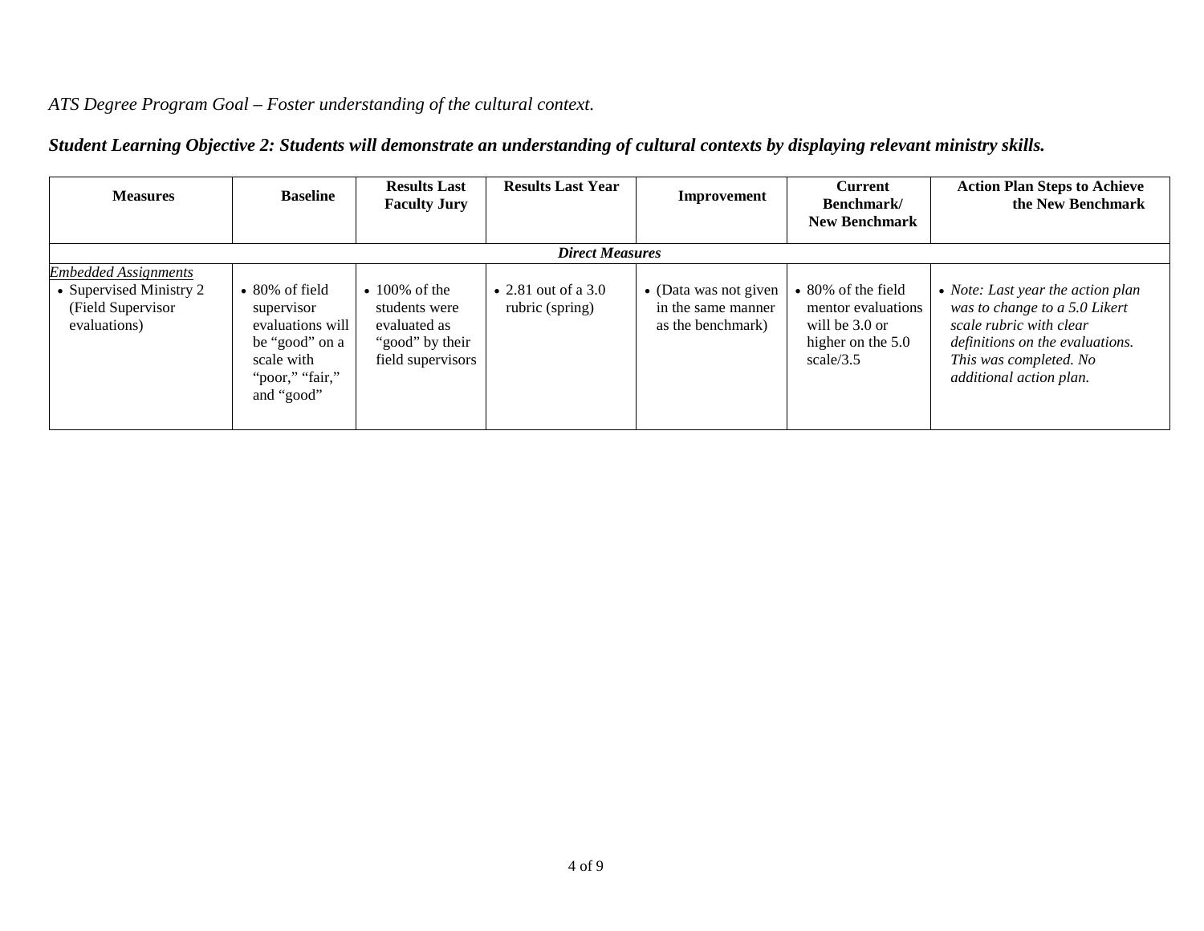*ATS Degree Program Goal – Foster understanding of the cultural context.*

***Student Learning Objective 2: Students will demonstrate an understanding of cultural contexts by displaying relevant ministry skills.***

| Measures | Baseline | Results Last Faculty Jury | Results Last Year | Improvement | Current Benchmark/ New Benchmark | Action Plan Steps to Achieve the New Benchmark |
|---|---|---|---|---|---|---|
| ***Direct Measures*** | | | | | | |
| Embedded Assignments<br>• Supervised Ministry 2 (Field Supervisor evaluations) | • 80% of field supervisor evaluations will be "good" on a scale with "poor," "fair," and "good" | • 100% of the students were evaluated as "good" by their field supervisors | • 2.81 out of a 3.0 rubric (spring) | • (Data was not given in the same manner as the benchmark) | • 80% of the field mentor evaluations will be 3.0 or higher on the 5.0 scale/3.5 | • *Note: Last year the action plan was to change to a 5.0 Likert scale rubric with clear definitions on the evaluations. This was completed. No additional action plan.* |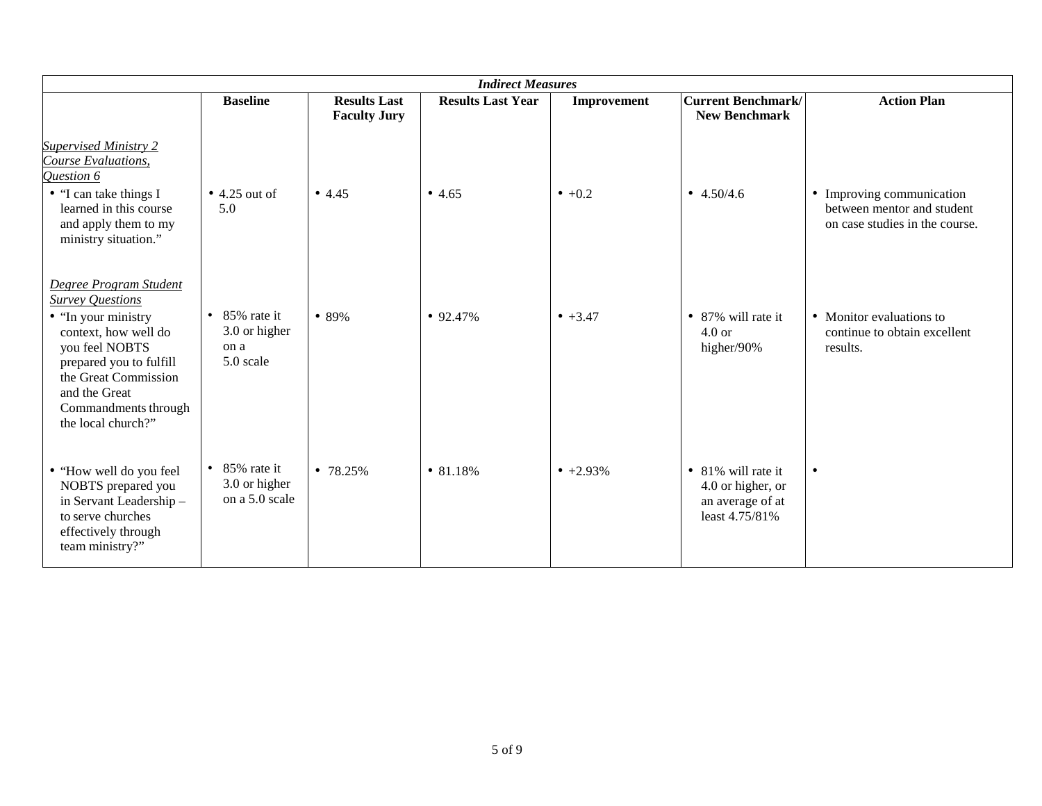| *Indirect Measures* | | | | | | |
|---|---|---|---|---|---|---|
| | **Baseline** | **Results Last Faculty Jury** | **Results Last Year** | **Improvement** | **Current Benchmark/ New Benchmark** | **Action Plan** |
| *Supervised Ministry 2 Course Evaluations, Question 6* | | | | | | |
| • "I can take things I learned in this course and apply them to my ministry situation." | • 4.25 out of 5.0 | • 4.45 | • 4.65 | • +0.2 | • 4.50/4.6 | • Improving communication between mentor and student on case studies in the course. |
| *Degree Program Student Survey Questions* | | | | | | |
| • "In your ministry context, how well do you feel NOBTS prepared you to fulfill the Great Commission and the Great Commandments through the local church?" | • 85% rate it 3.0 or higher on a 5.0 scale | • 89% | • 92.47% | • +3.47 | • 87% will rate it 4.0 or higher/90% | • Monitor evaluations to continue to obtain excellent results. |
| • "How well do you feel NOBTS prepared you in Servant Leadership – to serve churches effectively through team ministry?" | • 85% rate it 3.0 or higher on a 5.0 scale | • 78.25% | • 81.18% | • +2.93% | • 81% will rate it 4.0 or higher, or an average of at least 4.75/81% | • |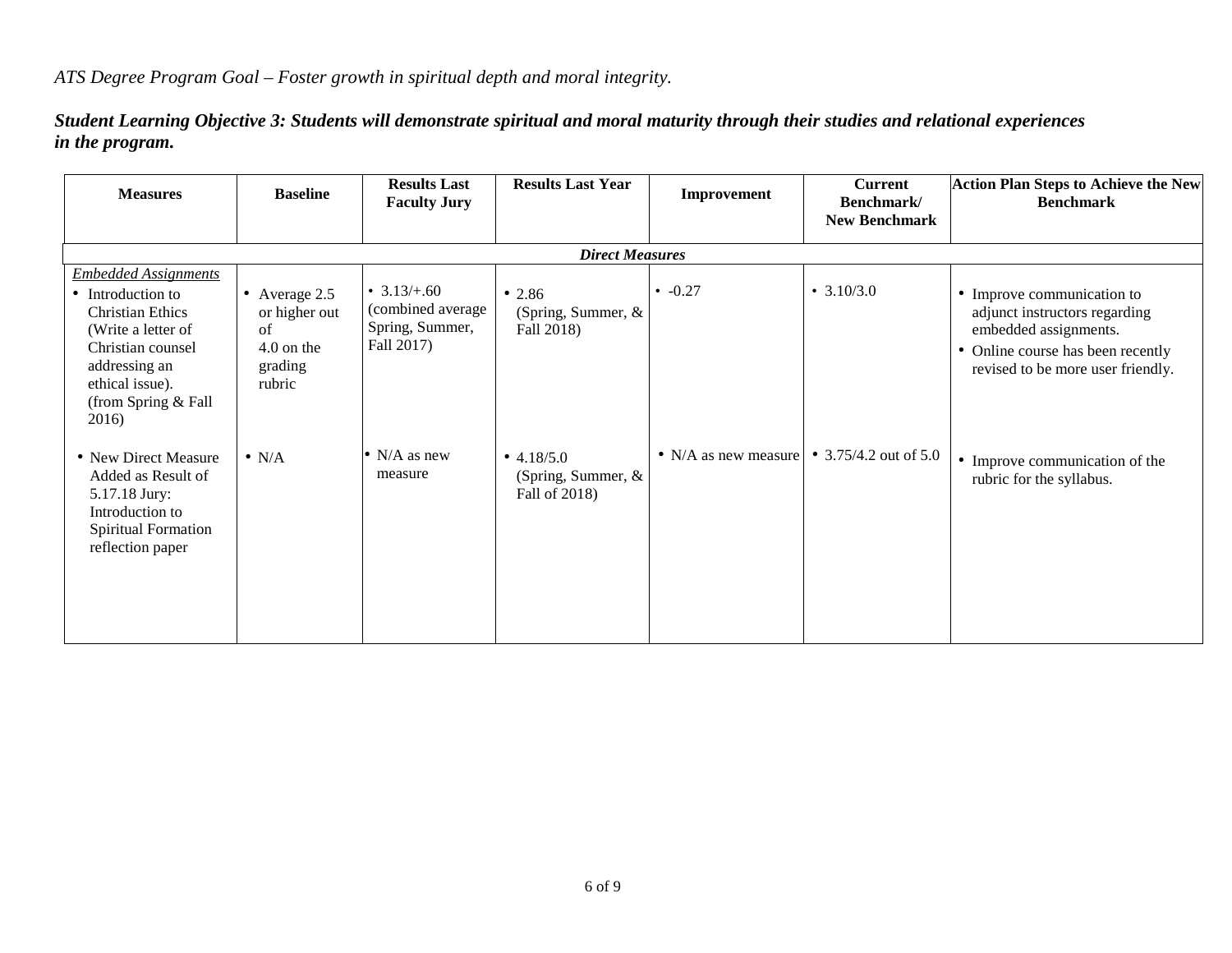*ATS Degree Program Goal – Foster growth in spiritual depth and moral integrity.*

***Student Learning Objective 3: Students will demonstrate spiritual and moral maturity through their studies and relational experiences in the program.***

| Measures | Baseline | Results Last Faculty Jury | Results Last Year | Improvement | Current Benchmark/ New Benchmark | Action Plan Steps to Achieve the New Benchmark |
|---|---|---|---|---|---|---|
| | | | ***Direct Measures*** | | | |
| *Embedded Assignments*<br>• Introduction to Christian Ethics (Write a letter of Christian counsel addressing an ethical issue). (from Spring & Fall 2016) | • Average 2.5 or higher out of 4.0 on the grading rubric | • 3.13/+.60 (combined average Spring, Summer, Fall 2017) | • 2.86 (Spring, Summer, & Fall 2018) | • -0.27 | • 3.10/3.0 | • Improve communication to adjunct instructors regarding embedded assignments.<br>• Online course has been recently revised to be more user friendly. |
| • New Direct Measure Added as Result of 5.17.18 Jury: Introduction to Spiritual Formation reflection paper | • N/A | • N/A as new measure | • 4.18/5.0 (Spring, Summer, & Fall of 2018) | • N/A as new measure | • 3.75/4.2 out of 5.0 | • Improve communication of the rubric for the syllabus. |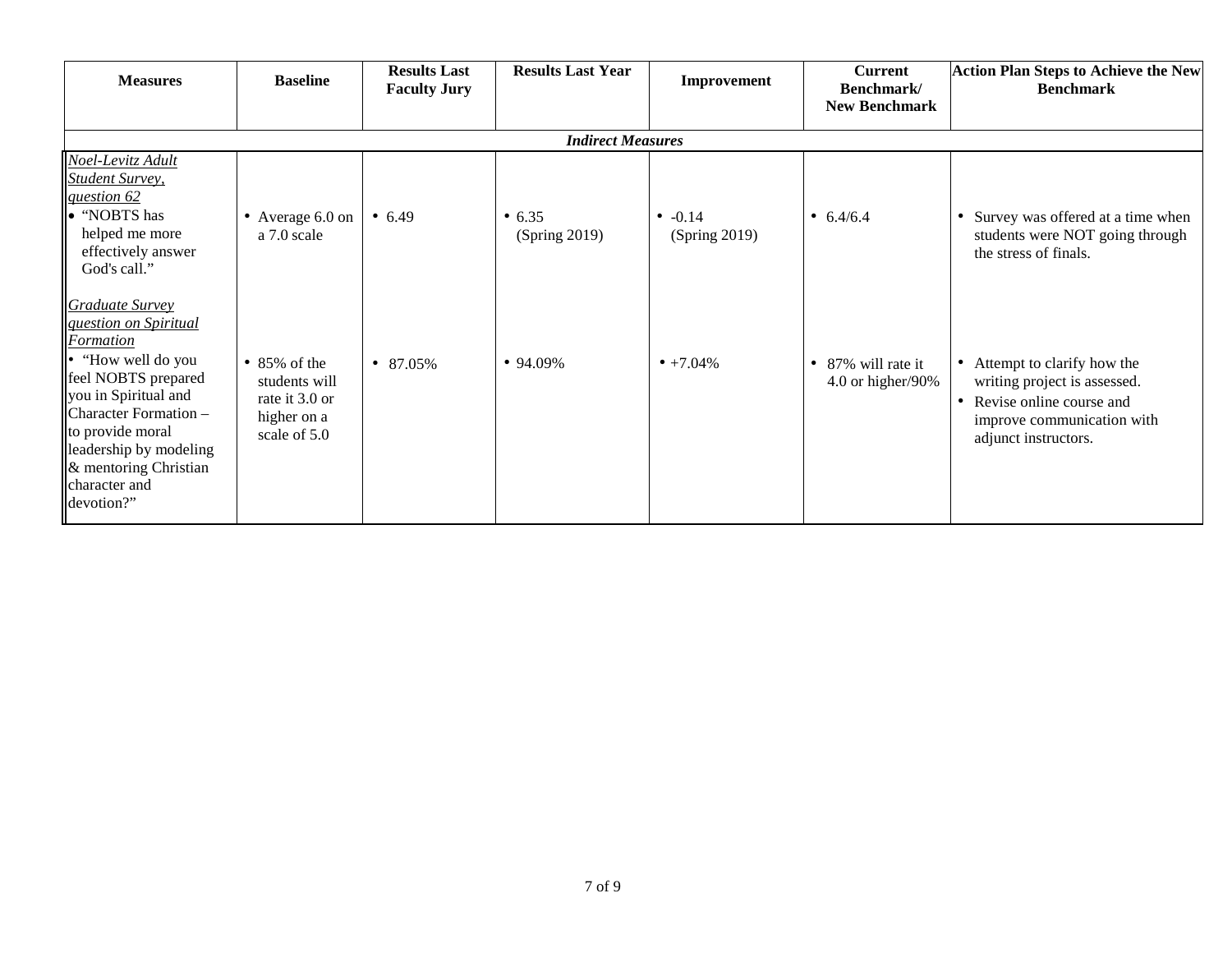| Measures | Baseline | Results Last Faculty Jury | Results Last Year | Improvement | Current Benchmark/ New Benchmark | Action Plan Steps to Achieve the New Benchmark |
|---|---|---|---|---|---|---|
| ***Indirect Measures*** | | | | | | |
| *Noel-Levitz Adult Student Survey, question 62*<br>• "NOBTS has helped me more effectively answer God's call." | • Average 6.0 on a 7.0 scale | • 6.49 | • 6.35 (Spring 2019) | • -0.14 (Spring 2019) | • 6.4/6.4 | • Survey was offered at a time when students were NOT going through the stress of finals. |
| *Graduate Survey question on Spiritual Formation*<br>• "How well do you feel NOBTS prepared you in Spiritual and Character Formation – to provide moral leadership by modeling & mentoring Christian character and devotion?" | • 85% of the students will rate it 3.0 or higher on a scale of 5.0 | • 87.05% | • 94.09% | • +7.04% | • 87% will rate it 4.0 or higher/90% | • Attempt to clarify how the writing project is assessed.<br>• Revise online course and improve communication with adjunct instructors. |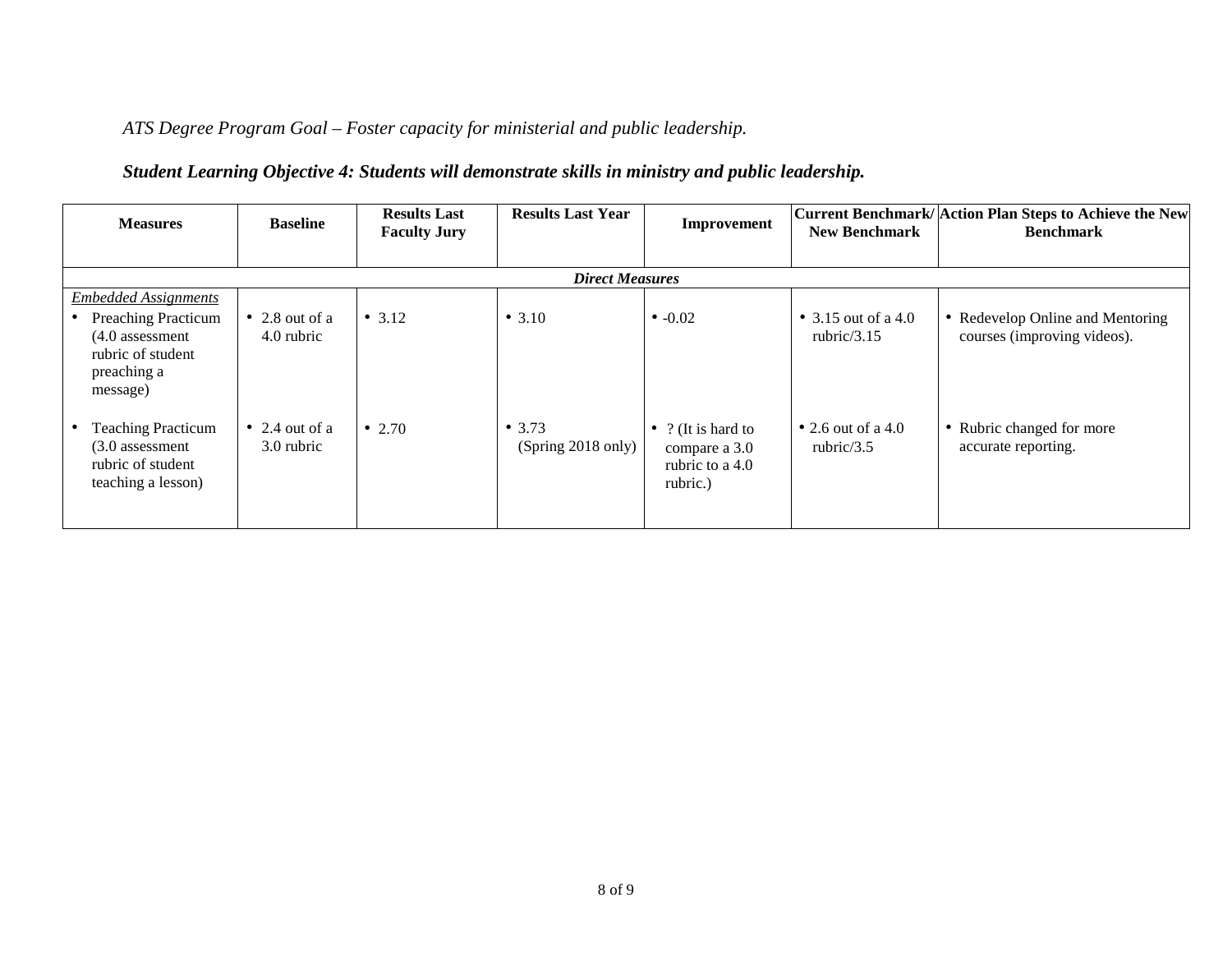*ATS Degree Program Goal – Foster capacity for ministerial and public leadership.*

***Student Learning Objective 4: Students will demonstrate skills in ministry and public leadership.***

| Measures | Baseline | Results Last Faculty Jury | Results Last Year | Improvement | Current Benchmark/ New Benchmark | Action Plan Steps to Achieve the New Benchmark |
|---|---|---|---|---|---|---|
| ***Direct Measures*** | | | | | | |
| <u>*Embedded Assignments*</u> | | | | | | |
| • Preaching Practicum (4.0 assessment rubric of student preaching a message) | • 2.8 out of a 4.0 rubric | • 3.12 | • 3.10 | • -0.02 | • 3.15 out of a 4.0 rubric/3.15 | • Redevelop Online and Mentoring courses (improving videos). |
| • Teaching Practicum (3.0 assessment rubric of student teaching a lesson) | • 2.4 out of a 3.0 rubric | • 2.70 | • 3.73 (Spring 2018 only) | • ? (It is hard to compare a 3.0 rubric to a 4.0 rubric.) | • 2.6 out of a 4.0 rubric/3.5 | • Rubric changed for more accurate reporting. |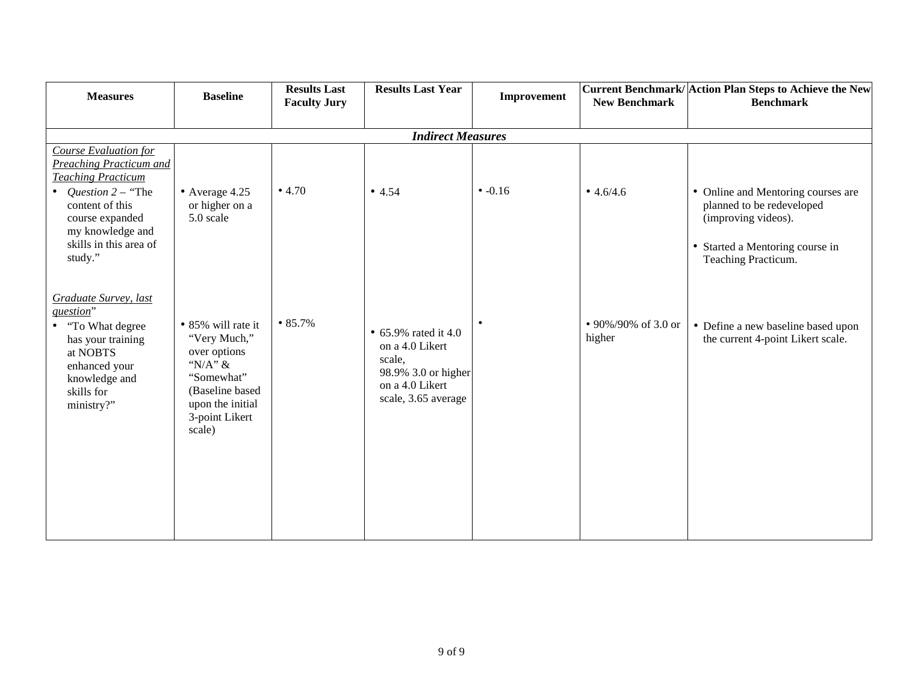| Measures | Baseline | Results Last Faculty Jury | Results Last Year | Improvement | Current Benchmark/ New Benchmark | Action Plan Steps to Achieve the New Benchmark |
|---|---|---|---|---|---|---|
| ***Indirect Measures*** | | | | | | |
| *Course Evaluation for Preaching Practicum and Teaching Practicum*<br>• *Question 2* – "The content of this course expanded my knowledge and skills in this area of study." | • Average 4.25 or higher on a 5.0 scale | • 4.70 | • 4.54 | • -0.16 | • 4.6/4.6 | • Online and Mentoring courses are planned to be redeveloped (improving videos).<br>• Started a Mentoring course in Teaching Practicum. |
| *Graduate Survey, last question*"<br>• "To What degree has your training at NOBTS enhanced your knowledge and skills for ministry?" | • 85% will rate it "Very Much," over options "N/A" & "Somewhat" (Baseline based upon the initial 3-point Likert scale) | • 85.7% | • 65.9% rated it 4.0 on a 4.0 Likert scale, 98.9% 3.0 or higher on a 4.0 Likert scale, 3.65 average | • | • 90%/90% of 3.0 or higher | • Define a new baseline based upon the current 4-point Likert scale. |